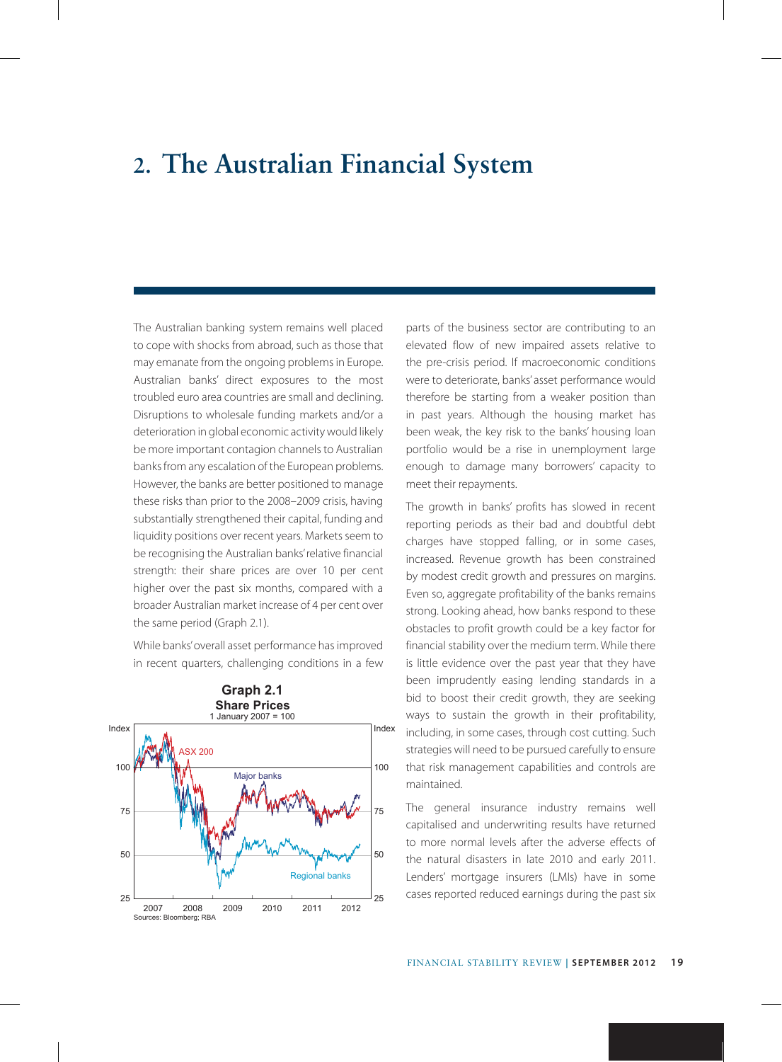# 2. The Australian Financial System

The Australian banking system remains well placed to cope with shocks from abroad, such as those that may emanate from the ongoing problems in Europe. Australian banks' direct exposures to the most troubled euro area countries are small and declining. Disruptions to wholesale funding markets and/or a deterioration in global economic activity would likely be more important contagion channels to Australian banks from any escalation of the European problems. However, the banks are better positioned to manage these risks than prior to the 2008–2009 crisis, having substantially strengthened their capital, funding and liquidity positions over recent years. Markets seem to be recognising the Australian banks' relative financial strength: their share prices are over 10 per cent higher over the past six months, compared with a broader Australian market increase of 4 per cent over the same period (Graph 2.1).

While banks' overall asset performance has improved in recent quarters, challenging conditions in a few parts of the business sector are contributing to an elevated flow of new impaired assets relative to the pre-crisis period. If macroeconomic conditions were to deteriorate, banks' asset performance would therefore be starting from a weaker position than in past years. Although the housing market has been weak, the key risk to the banks' housing loan portfolio would be a rise in unemployment large enough to damage many borrowers' capacity to meet their repayments.

**Graph 2.1**
**Share Prices**
1 January 2007 = 100

Sources: Bloomberg; RBA

The growth in banks' profits has slowed in recent reporting periods as their bad and doubtful debt charges have stopped falling, or in some cases, increased. Revenue growth has been constrained by modest credit growth and pressures on margins. Even so, aggregate profitability of the banks remains strong. Looking ahead, how banks respond to these obstacles to profit growth could be a key factor for financial stability over the medium term. While there is little evidence over the past year that they have been imprudently easing lending standards in a bid to boost their credit growth, they are seeking ways to sustain the growth in their profitability, including, in some cases, through cost cutting. Such strategies will need to be pursued carefully to ensure that risk management capabilities and controls are maintained.

The general insurance industry remains well capitalised and underwriting results have returned to more normal levels after the adverse effects of the natural disasters in late 2010 and early 2011. Lenders' mortgage insurers (LMIs) have in some cases reported reduced earnings during the past six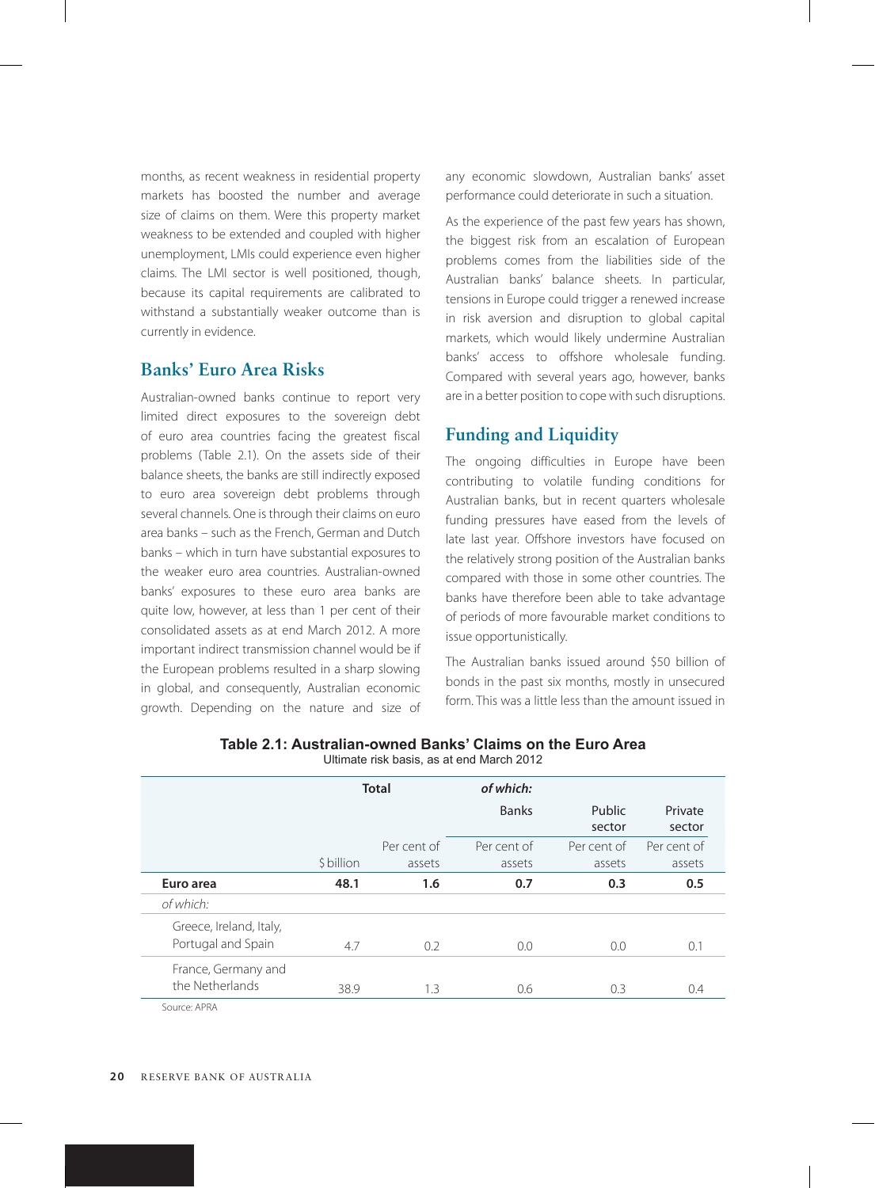months, as recent weakness in residential property markets has boosted the number and average size of claims on them. Were this property market weakness to be extended and coupled with higher unemployment, LMIs could experience even higher claims. The LMI sector is well positioned, though, because its capital requirements are calibrated to withstand a substantially weaker outcome than is currently in evidence.

## Banks' Euro Area Risks

Australian-owned banks continue to report very limited direct exposures to the sovereign debt of euro area countries facing the greatest fiscal problems (Table 2.1). On the assets side of their balance sheets, the banks are still indirectly exposed to euro area sovereign debt problems through several channels. One is through their claims on euro area banks – such as the French, German and Dutch banks – which in turn have substantial exposures to the weaker euro area countries. Australian-owned banks' exposures to these euro area banks are quite low, however, at less than 1 per cent of their consolidated assets as at end March 2012. A more important indirect transmission channel would be if the European problems resulted in a sharp slowing in global, and consequently, Australian economic growth. Depending on the nature and size of any economic slowdown, Australian banks' asset performance could deteriorate in such a situation.

As the experience of the past few years has shown, the biggest risk from an escalation of European problems comes from the liabilities side of the Australian banks' balance sheets. In particular, tensions in Europe could trigger a renewed increase in risk aversion and disruption to global capital markets, which would likely undermine Australian banks' access to offshore wholesale funding. Compared with several years ago, however, banks are in a better position to cope with such disruptions.

## Funding and Liquidity

The ongoing difficulties in Europe have been contributing to volatile funding conditions for Australian banks, but in recent quarters wholesale funding pressures have eased from the levels of late last year. Offshore investors have focused on the relatively strong position of the Australian banks compared with those in some other countries. The banks have therefore been able to take advantage of periods of more favourable market conditions to issue opportunistically.

The Australian banks issued around $50 billion of bonds in the past six months, mostly in unsecured form. This was a little less than the amount issued in

**Table 2.1: Australian-owned Banks' Claims on the Euro Area**
Ultimate risk basis, as at end March 2012

| | Total | | *of which:* | | |
|---|---|---|---|---|---|
| | | | Banks | Public sector | Private sector |
| | $ billion | Per cent of assets | Per cent of assets | Per cent of assets | Per cent of assets |
| **Euro area** | **48.1** | **1.6** | **0.7** | **0.3** | **0.5** |
| *of which:* | | | | | |
| Greece, Ireland, Italy, Portugal and Spain | 4.7 | 0.2 | 0.0 | 0.0 | 0.1 |
| France, Germany and the Netherlands | 38.9 | 1.3 | 0.6 | 0.3 | 0.4 |

Source: APRA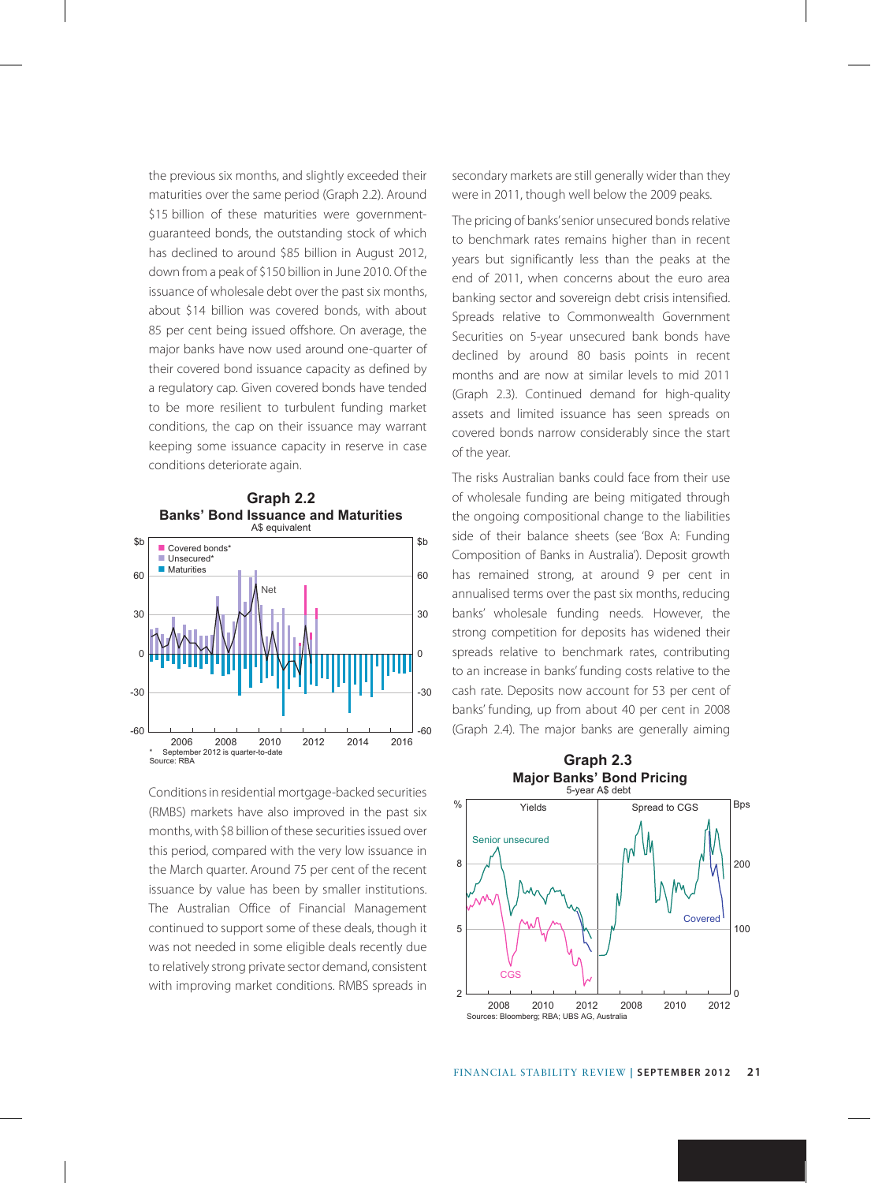the previous six months, and slightly exceeded their maturities over the same period (Graph 2.2). Around $15 billion of these maturities were government-guaranteed bonds, the outstanding stock of which has declined to around $85 billion in August 2012, down from a peak of $150 billion in June 2010. Of the issuance of wholesale debt over the past six months, about $14 billion was covered bonds, with about 85 per cent being issued offshore. On average, the major banks have now used around one-quarter of their covered bond issuance capacity as defined by a regulatory cap. Given covered bonds have tended to be more resilient to turbulent funding market conditions, the cap on their issuance may warrant keeping some issuance capacity in reserve in case conditions deteriorate again.

**Graph 2.2**
**Banks' Bond Issuance and Maturities**
A$ equivalent

\* September 2012 is quarter-to-date
Source: RBA

Conditions in residential mortgage-backed securities (RMBS) markets have also improved in the past six months, with $8 billion of these securities issued over this period, compared with the very low issuance in the March quarter. Around 75 per cent of the recent issuance by value has been by smaller institutions. The Australian Office of Financial Management continued to support some of these deals, though it was not needed in some eligible deals recently due to relatively strong private sector demand, consistent with improving market conditions. RMBS spreads in secondary markets are still generally wider than they were in 2011, though well below the 2009 peaks.

The pricing of banks' senior unsecured bonds relative to benchmark rates remains higher than in recent years but significantly less than the peaks at the end of 2011, when concerns about the euro area banking sector and sovereign debt crisis intensified. Spreads relative to Commonwealth Government Securities on 5-year unsecured bank bonds have declined by around 80 basis points in recent months and are now at similar levels to mid 2011 (Graph 2.3). Continued demand for high-quality assets and limited issuance has seen spreads on covered bonds narrow considerably since the start of the year.

The risks Australian banks could face from their use of wholesale funding are being mitigated through the ongoing compositional change to the liabilities side of their balance sheets (see 'Box A: Funding Composition of Banks in Australia'). Deposit growth has remained strong, at around 9 per cent in annualised terms over the past six months, reducing banks' wholesale funding needs. However, the strong competition for deposits has widened their spreads relative to benchmark rates, contributing to an increase in banks' funding costs relative to the cash rate. Deposits now account for 53 per cent of banks' funding, up from about 40 per cent in 2008 (Graph 2.4). The major banks are generally aiming

**Graph 2.3**
**Major Banks' Bond Pricing**
5-year A$ debt

Sources: Bloomberg; RBA; UBS AG, Australia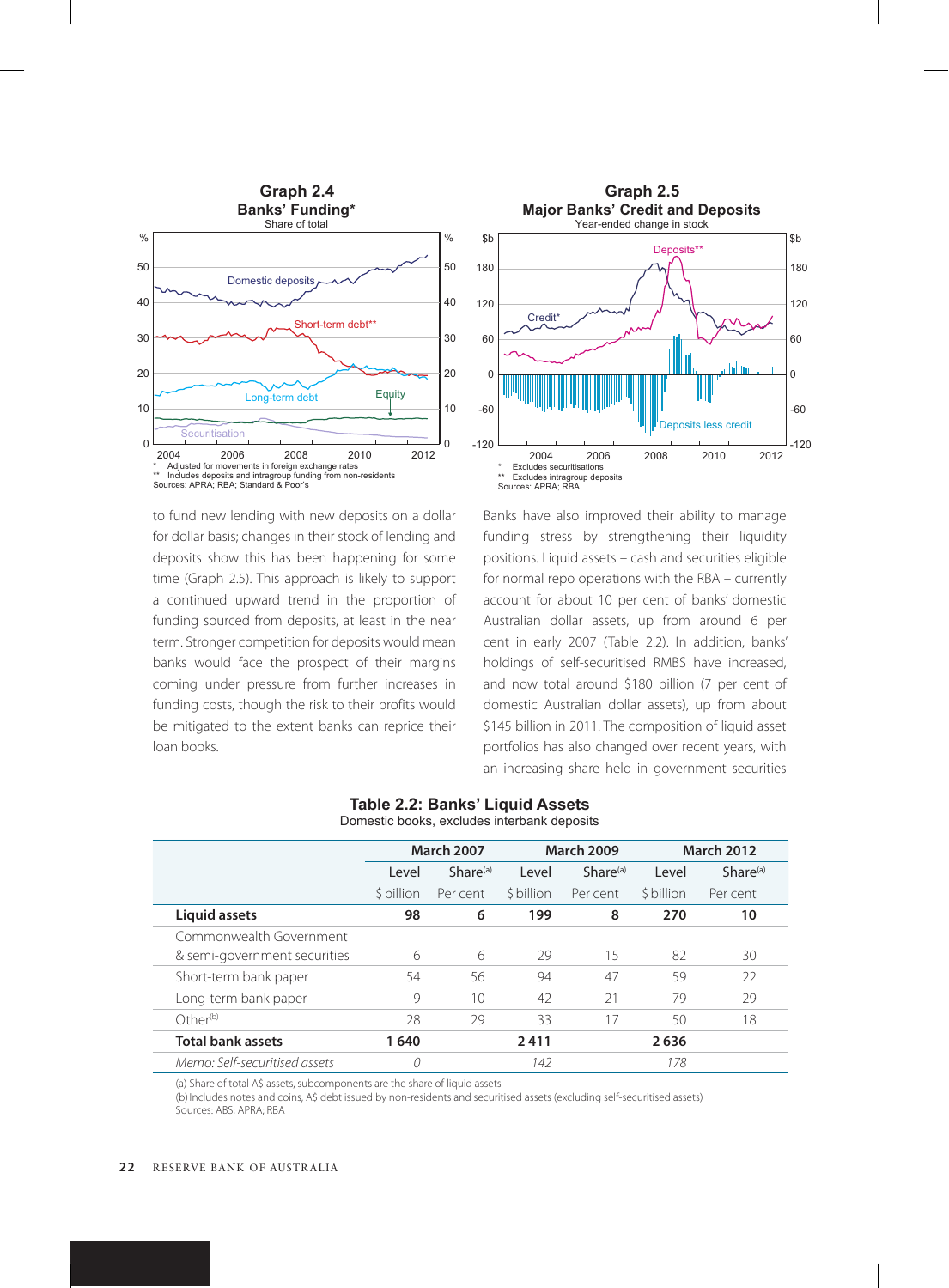**Graph 2.4**
**Banks' Funding***
Share of total

* Adjusted for movements in foreign exchange rates
** Includes deposits and intragroup funding from non-residents
Sources: APRA; RBA; Standard & Poor's

**Graph 2.5**
**Major Banks' Credit and Deposits**
Year-ended change in stock

* Excludes securitisations
** Excludes intragroup deposits
Sources: APRA; RBA

to fund new lending with new deposits on a dollar for dollar basis; changes in their stock of lending and deposits show this has been happening for some time (Graph 2.5). This approach is likely to support a continued upward trend in the proportion of funding sourced from deposits, at least in the near term. Stronger competition for deposits would mean banks would face the prospect of their margins coming under pressure from further increases in funding costs, though the risk to their profits would be mitigated to the extent banks can reprice their loan books.

Banks have also improved their ability to manage funding stress by strengthening their liquidity positions. Liquid assets – cash and securities eligible for normal repo operations with the RBA – currently account for about 10 per cent of banks' domestic Australian dollar assets, up from around 6 per cent in early 2007 (Table 2.2). In addition, banks' holdings of self-securitised RMBS have increased, and now total around $180 billion (7 per cent of domestic Australian dollar assets), up from about $145 billion in 2011. The composition of liquid asset portfolios has also changed over recent years, with an increasing share held in government securities

**Table 2.2: Banks' Liquid Assets**
Domestic books, excludes interbank deposits

| | March 2007 | | March 2009 | | March 2012 | |
|---|---|---|---|---|---|---|
| | Level | Share[(a)] | Level | Share[(a)] | Level | Share[(a)] |
| | $ billion | Per cent | $ billion | Per cent | $ billion | Per cent |
| **Liquid assets** | **98** | **6** | **199** | **8** | **270** | **10** |
| Commonwealth Government & semi-government securities | 6 | 6 | 29 | 15 | 82 | 30 |
| Short-term bank paper | 54 | 56 | 94 | 47 | 59 | 22 |
| Long-term bank paper | 9 | 10 | 42 | 21 | 79 | 29 |
| Other[(b)] | 28 | 29 | 33 | 17 | 50 | 18 |
| **Total bank assets** | **1 640** | | **2 411** | | **2 636** | |
| *Memo: Self-securitised assets* | *0* | | *142* | | *178* | |

(a) Share of total A$ assets, subcomponents are the share of liquid assets
(b) Includes notes and coins, A$ debt issued by non-residents and securitised assets (excluding self-securitised assets)
Sources: ABS; APRA; RBA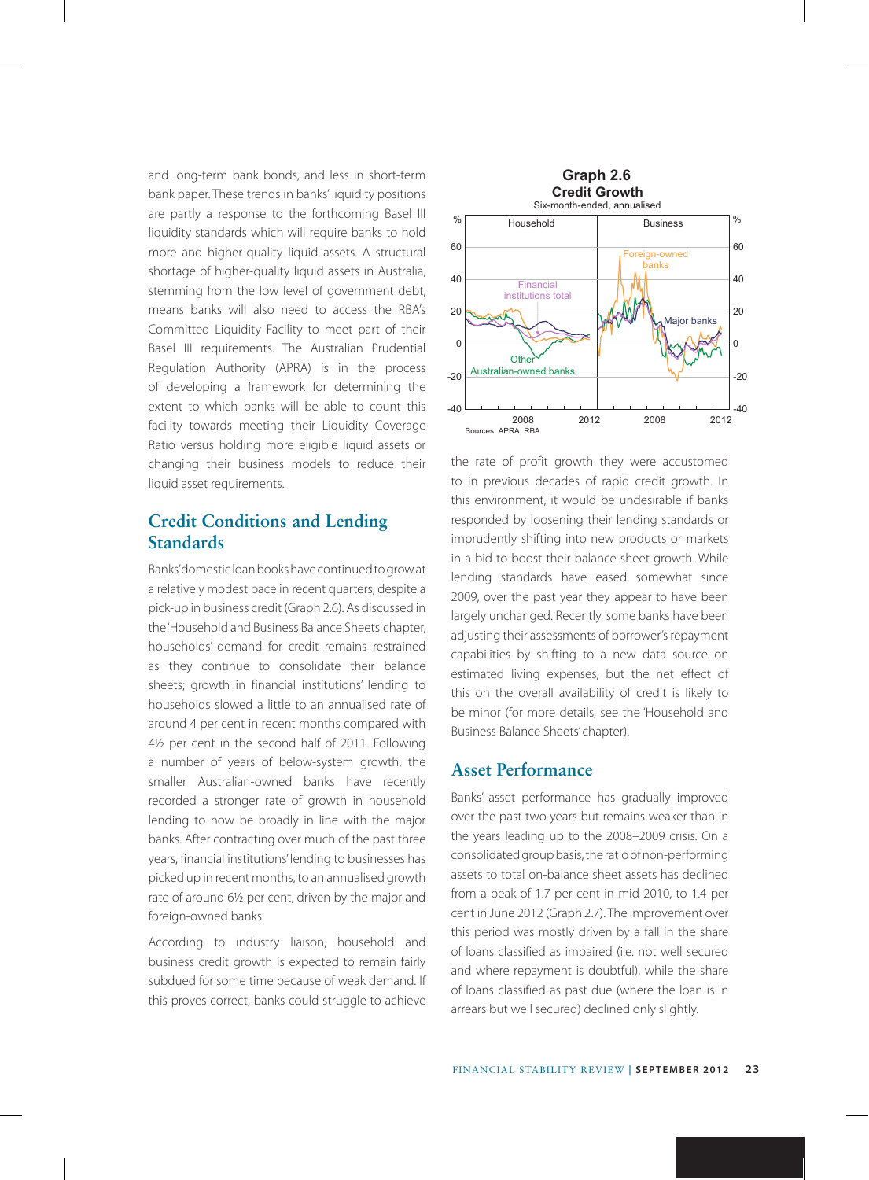and long-term bank bonds, and less in short-term bank paper. These trends in banks' liquidity positions are partly a response to the forthcoming Basel III liquidity standards which will require banks to hold more and higher-quality liquid assets. A structural shortage of higher-quality liquid assets in Australia, stemming from the low level of government debt, means banks will also need to access the RBA's Committed Liquidity Facility to meet part of their Basel III requirements. The Australian Prudential Regulation Authority (APRA) is in the process of developing a framework for determining the extent to which banks will be able to count this facility towards meeting their Liquidity Coverage Ratio versus holding more eligible liquid assets or changing their business models to reduce their liquid asset requirements.

## Credit Conditions and Lending Standards

Banks' domestic loan books have continued to grow at a relatively modest pace in recent quarters, despite a pick-up in business credit (Graph 2.6). As discussed in the 'Household and Business Balance Sheets' chapter, households' demand for credit remains restrained as they continue to consolidate their balance sheets; growth in financial institutions' lending to households slowed a little to an annualised rate of around 4 per cent in recent months compared with 4½ per cent in the second half of 2011. Following a number of years of below-system growth, the smaller Australian-owned banks have recently recorded a stronger rate of growth in household lending to now be broadly in line with the major banks. After contracting over much of the past three years, financial institutions' lending to businesses has picked up in recent months, to an annualised growth rate of around 6½ per cent, driven by the major and foreign-owned banks.

**Graph 2.6**
**Credit Growth**
Six-month-ended, annualised

Sources: APRA; RBA

According to industry liaison, household and business credit growth is expected to remain fairly subdued for some time because of weak demand. If this proves correct, banks could struggle to achieve the rate of profit growth they were accustomed to in previous decades of rapid credit growth. In this environment, it would be undesirable if banks responded by loosening their lending standards or imprudently shifting into new products or markets in a bid to boost their balance sheet growth. While lending standards have eased somewhat since 2009, over the past year they appear to have been largely unchanged. Recently, some banks have been adjusting their assessments of borrower's repayment capabilities by shifting to a new data source on estimated living expenses, but the net effect of this on the overall availability of credit is likely to be minor (for more details, see the 'Household and Business Balance Sheets' chapter).

## Asset Performance

Banks' asset performance has gradually improved over the past two years but remains weaker than in the years leading up to the 2008–2009 crisis. On a consolidated group basis, the ratio of non-performing assets to total on-balance sheet assets has declined from a peak of 1.7 per cent in mid 2010, to 1.4 per cent in June 2012 (Graph 2.7). The improvement over this period was mostly driven by a fall in the share of loans classified as impaired (i.e. not well secured and where repayment is doubtful), while the share of loans classified as past due (where the loan is in arrears but well secured) declined only slightly.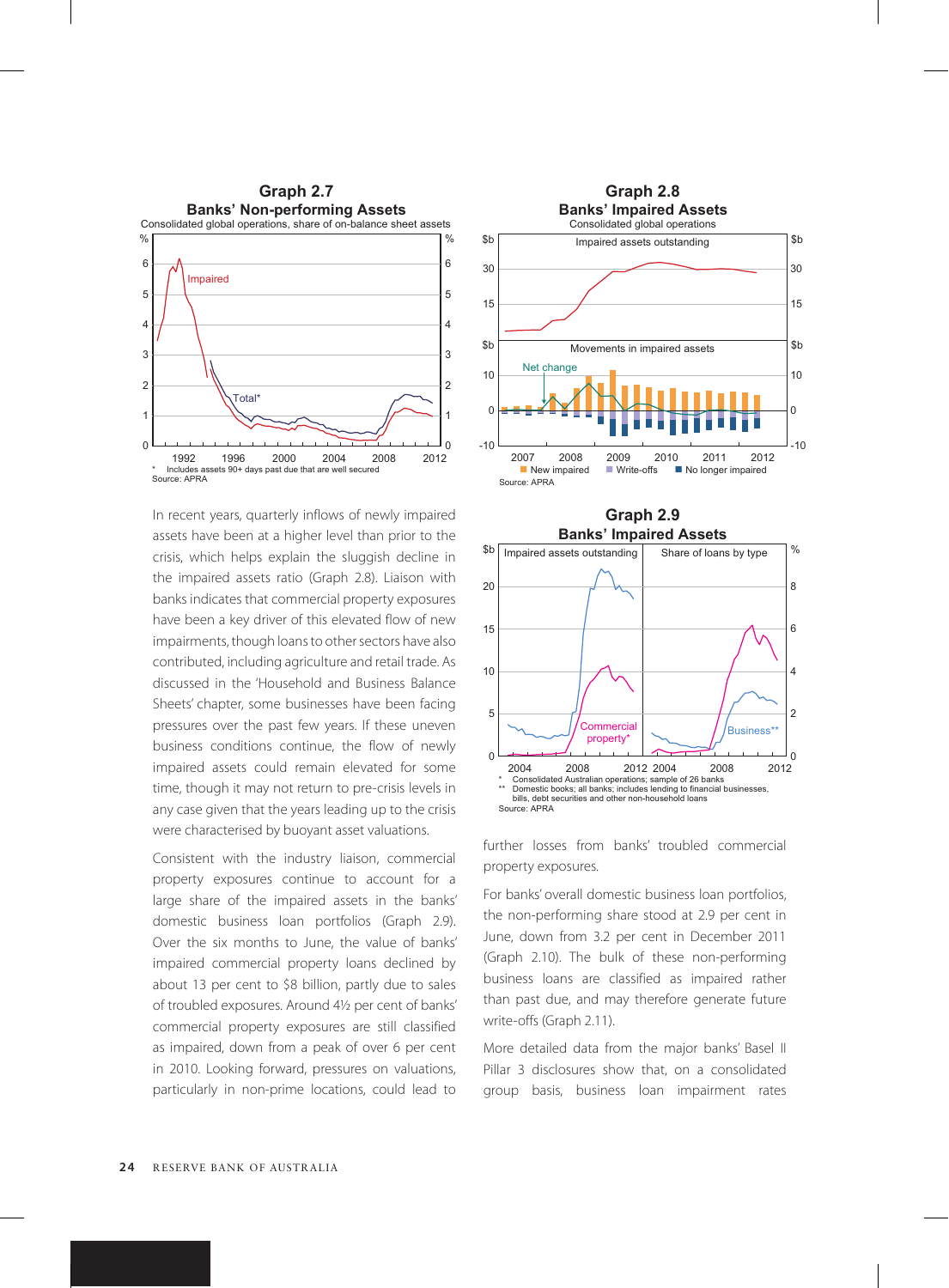**Graph 2.7**
**Banks' Non-performing Assets**
Consolidated global operations, share of on-balance sheet assets

\* Includes assets 90+ days past due that are well secured
Source: APRA

**Graph 2.8**
**Banks' Impaired Assets**
Consolidated global operations

Source: APRA

**Graph 2.9**
**Banks' Impaired Assets**

\* Consolidated Australian operations; sample of 26 banks
\*\* Domestic books; all banks; includes lending to financial businesses, bills, debt securities and other non-household loans
Source: APRA

In recent years, quarterly inflows of newly impaired assets have been at a higher level than prior to the crisis, which helps explain the sluggish decline in the impaired assets ratio (Graph 2.8). Liaison with banks indicates that commercial property exposures have been a key driver of this elevated flow of new impairments, though loans to other sectors have also contributed, including agriculture and retail trade. As discussed in the 'Household and Business Balance Sheets' chapter, some businesses have been facing pressures over the past few years. If these uneven business conditions continue, the flow of newly impaired assets could remain elevated for some time, though it may not return to pre-crisis levels in any case given that the years leading up to the crisis were characterised by buoyant asset valuations.

Consistent with the industry liaison, commercial property exposures continue to account for a large share of the impaired assets in the banks' domestic business loan portfolios (Graph 2.9). Over the six months to June, the value of banks' impaired commercial property loans declined by about 13 per cent to $8 billion, partly due to sales of troubled exposures. Around 4½ per cent of banks' commercial property exposures are still classified as impaired, down from a peak of over 6 per cent in 2010. Looking forward, pressures on valuations, particularly in non-prime locations, could lead to further losses from banks' troubled commercial property exposures.

For banks' overall domestic business loan portfolios, the non-performing share stood at 2.9 per cent in June, down from 3.2 per cent in December 2011 (Graph 2.10). The bulk of these non-performing business loans are classified as impaired rather than past due, and may therefore generate future write-offs (Graph 2.11).

More detailed data from the major banks' Basel II Pillar 3 disclosures show that, on a consolidated group basis, business loan impairment rates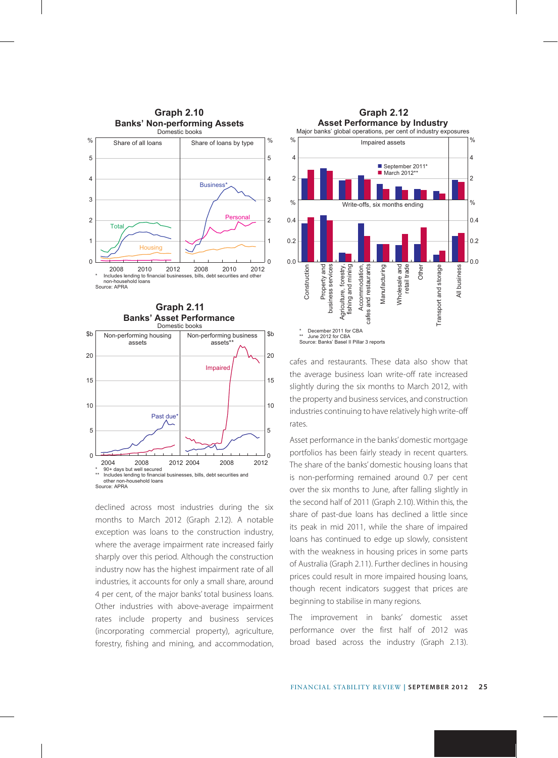### Graph 2.10
**Banks' Non-performing Assets**
Domestic books

\* Includes lending to financial businesses, bills, debt securities and other non-household loans
Source: APRA

### Graph 2.11
**Banks' Asset Performance**
Domestic books

\* 90+ days but well secured
\*\* Includes lending to financial businesses, bills, debt securities and other non-household loans
Source: APRA

### Graph 2.12
**Asset Performance by Industry**
Major banks' global operations, per cent of industry exposures

\* December 2011 for CBA
\*\* June 2012 for CBA
Source: Banks' Basel II Pillar 3 reports

declined across most industries during the six months to March 2012 (Graph 2.12). A notable exception was loans to the construction industry, where the average impairment rate increased fairly sharply over this period. Although the construction industry now has the highest impairment rate of all industries, it accounts for only a small share, around 4 per cent, of the major banks' total business loans. Other industries with above-average impairment rates include property and business services (incorporating commercial property), agriculture, forestry, fishing and mining, and accommodation, cafes and restaurants. These data also show that the average business loan write-off rate increased slightly during the six months to March 2012, with the property and business services, and construction industries continuing to have relatively high write-off rates.

Asset performance in the banks' domestic mortgage portfolios has been fairly steady in recent quarters. The share of the banks' domestic housing loans that is non-performing remained around 0.7 per cent over the six months to June, after falling slightly in the second half of 2011 (Graph 2.10). Within this, the share of past-due loans has declined a little since its peak in mid 2011, while the share of impaired loans has continued to edge up slowly, consistent with the weakness in housing prices in some parts of Australia (Graph 2.11). Further declines in housing prices could result in more impaired housing loans, though recent indicators suggest that prices are beginning to stabilise in many regions.

The improvement in banks' domestic asset performance over the first half of 2012 was broad based across the industry (Graph 2.13).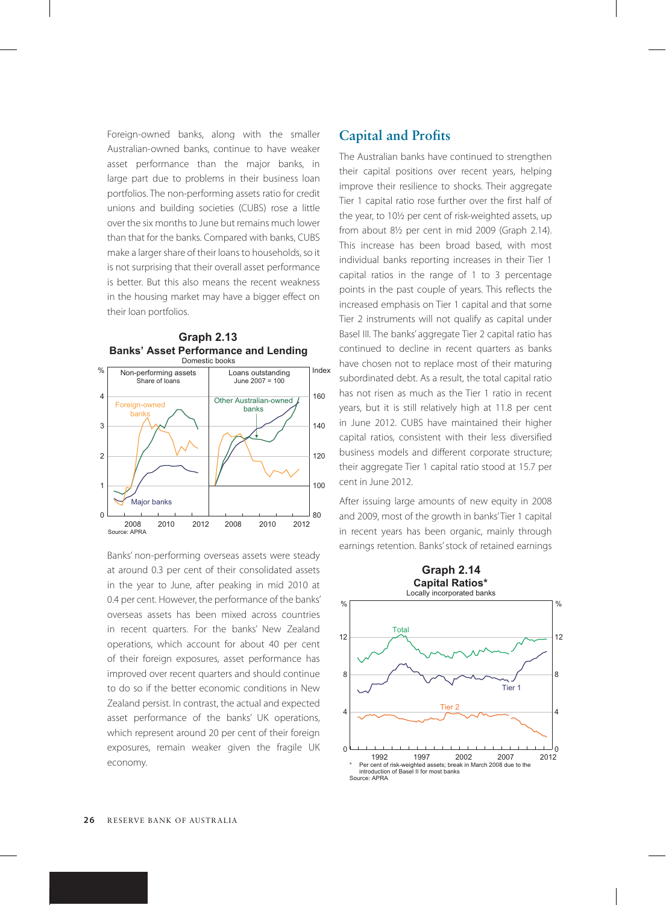Foreign-owned banks, along with the smaller Australian-owned banks, continue to have weaker asset performance than the major banks, in large part due to problems in their business loan portfolios. The non-performing assets ratio for credit unions and building societies (CUBS) rose a little over the six months to June but remains much lower than that for the banks. Compared with banks, CUBS make a larger share of their loans to households, so it is not surprising that their overall asset performance is better. But this also means the recent weakness in the housing market may have a bigger effect on their loan portfolios.

**Graph 2.13**
**Banks' Asset Performance and Lending**
Domestic books

Source: APRA

Banks' non-performing overseas assets were steady at around 0.3 per cent of their consolidated assets in the year to June, after peaking in mid 2010 at 0.4 per cent. However, the performance of the banks' overseas assets has been mixed across countries in recent quarters. For the banks' New Zealand operations, which account for about 40 per cent of their foreign exposures, asset performance has improved over recent quarters and should continue to do so if the better economic conditions in New Zealand persist. In contrast, the actual and expected asset performance of the banks' UK operations, which represent around 20 per cent of their foreign exposures, remain weaker given the fragile UK economy.

## Capital and Profits

The Australian banks have continued to strengthen their capital positions over recent years, helping improve their resilience to shocks. Their aggregate Tier 1 capital ratio rose further over the first half of the year, to 10½ per cent of risk-weighted assets, up from about 8½ per cent in mid 2009 (Graph 2.14). This increase has been broad based, with most individual banks reporting increases in their Tier 1 capital ratios in the range of 1 to 3 percentage points in the past couple of years. This reflects the increased emphasis on Tier 1 capital and that some Tier 2 instruments will not qualify as capital under Basel III. The banks' aggregate Tier 2 capital ratio has continued to decline in recent quarters as banks have chosen not to replace most of their maturing subordinated debt. As a result, the total capital ratio has not risen as much as the Tier 1 ratio in recent years, but it is still relatively high at 11.8 per cent in June 2012. CUBS have maintained their higher capital ratios, consistent with their less diversified business models and different corporate structure; their aggregate Tier 1 capital ratio stood at 15.7 per cent in June 2012.

After issuing large amounts of new equity in 2008 and 2009, most of the growth in banks' Tier 1 capital in recent years has been organic, mainly through earnings retention. Banks' stock of retained earnings

**Graph 2.14**
**Capital Ratios***
Locally incorporated banks

\* Per cent of risk-weighted assets; break in March 2008 due to the introduction of Basel II for most banks
Source: APRA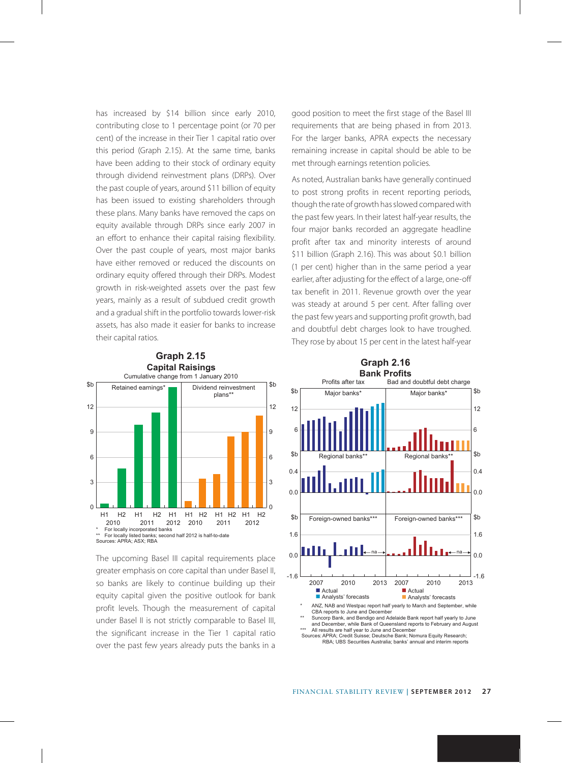has increased by $14 billion since early 2010, contributing close to 1 percentage point (or 70 per cent) of the increase in their Tier 1 capital ratio over this period (Graph 2.15). At the same time, banks have been adding to their stock of ordinary equity through dividend reinvestment plans (DRPs). Over the past couple of years, around $11 billion of equity has been issued to existing shareholders through these plans. Many banks have removed the caps on equity available through DRPs since early 2007 in an effort to enhance their capital raising flexibility. Over the past couple of years, most major banks have either removed or reduced the discounts on ordinary equity offered through their DRPs. Modest growth in risk-weighted assets over the past few years, mainly as a result of subdued credit growth and a gradual shift in the portfolio towards lower-risk assets, has also made it easier for banks to increase their capital ratios.

**Graph 2.15**
**Capital Raisings**
Cumulative change from 1 January 2010

\* For locally incorporated banks
\*\* For locally listed banks; second half 2012 is half-to-date
Sources: APRA; ASX; RBA

The upcoming Basel III capital requirements place greater emphasis on core capital than under Basel II, so banks are likely to continue building up their equity capital given the positive outlook for bank profit levels. Though the measurement of capital under Basel II is not strictly comparable to Basel III, the significant increase in the Tier 1 capital ratio over the past few years already puts the banks in a good position to meet the first stage of the Basel III requirements that are being phased in from 2013. For the larger banks, APRA expects the necessary remaining increase in capital should be able to be met through earnings retention policies.

As noted, Australian banks have generally continued to post strong profits in recent reporting periods, though the rate of growth has slowed compared with the past few years. In their latest half-year results, the four major banks recorded an aggregate headline profit after tax and minority interests of around $11 billion (Graph 2.16). This was about $0.1 billion (1 per cent) higher than in the same period a year earlier, after adjusting for the effect of a large, one-off tax benefit in 2011. Revenue growth over the year was steady at around 5 per cent. After falling over the past few years and supporting profit growth, bad and doubtful debt charges look to have troughed. They rose by about 15 per cent in the latest half-year

**Graph 2.16**
**Bank Profits**

\* ANZ, NAB and Westpac report half yearly to March and September, while CBA reports to June and December
\*\* Suncorp Bank, and Bendigo and Adelaide Bank report half yearly to June and December, while Bank of Queensland reports to February and August
\*\*\* All results are half year to June and December
Sources: APRA; Credit Suisse; Deutsche Bank; Nomura Equity Research; RBA; UBS Securities Australia; banks' annual and interim reports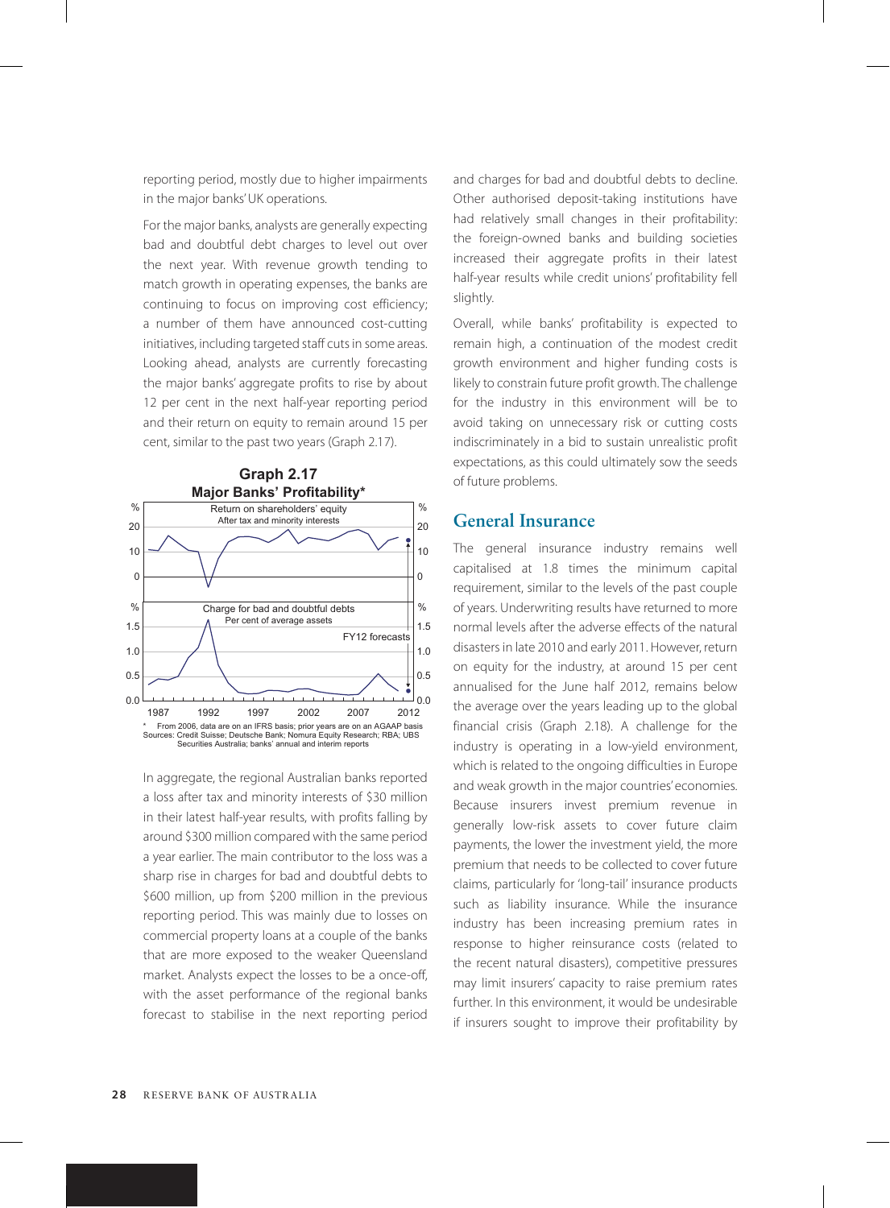reporting period, mostly due to higher impairments in the major banks' UK operations.

For the major banks, analysts are generally expecting bad and doubtful debt charges to level out over the next year. With revenue growth tending to match growth in operating expenses, the banks are continuing to focus on improving cost efficiency; a number of them have announced cost-cutting initiatives, including targeted staff cuts in some areas. Looking ahead, analysts are currently forecasting the major banks' aggregate profits to rise by about 12 per cent in the next half-year reporting period and their return on equity to remain around 15 per cent, similar to the past two years (Graph 2.17).

**Graph 2.17**
**Major Banks' Profitability***

\* From 2006, data are on an IFRS basis; prior years are on an AGAAP basis
Sources: Credit Suisse; Deutsche Bank; Nomura Equity Research; RBA; UBS Securities Australia; banks' annual and interim reports

In aggregate, the regional Australian banks reported a loss after tax and minority interests of $30 million in their latest half-year results, with profits falling by around $300 million compared with the same period a year earlier. The main contributor to the loss was a sharp rise in charges for bad and doubtful debts to $600 million, up from $200 million in the previous reporting period. This was mainly due to losses on commercial property loans at a couple of the banks that are more exposed to the weaker Queensland market. Analysts expect the losses to be a once-off, with the asset performance of the regional banks forecast to stabilise in the next reporting period and charges for bad and doubtful debts to decline. Other authorised deposit-taking institutions have had relatively small changes in their profitability: the foreign-owned banks and building societies increased their aggregate profits in their latest half-year results while credit unions' profitability fell slightly.

Overall, while banks' profitability is expected to remain high, a continuation of the modest credit growth environment and higher funding costs is likely to constrain future profit growth. The challenge for the industry in this environment will be to avoid taking on unnecessary risk or cutting costs indiscriminately in a bid to sustain unrealistic profit expectations, as this could ultimately sow the seeds of future problems.

## General Insurance

The general insurance industry remains well capitalised at 1.8 times the minimum capital requirement, similar to the levels of the past couple of years. Underwriting results have returned to more normal levels after the adverse effects of the natural disasters in late 2010 and early 2011. However, return on equity for the industry, at around 15 per cent annualised for the June half 2012, remains below the average over the years leading up to the global financial crisis (Graph 2.18). A challenge for the industry is operating in a low-yield environment, which is related to the ongoing difficulties in Europe and weak growth in the major countries' economies. Because insurers invest premium revenue in generally low-risk assets to cover future claim payments, the lower the investment yield, the more premium that needs to be collected to cover future claims, particularly for 'long-tail' insurance products such as liability insurance. While the insurance industry has been increasing premium rates in response to higher reinsurance costs (related to the recent natural disasters), competitive pressures may limit insurers' capacity to raise premium rates further. In this environment, it would be undesirable if insurers sought to improve their profitability by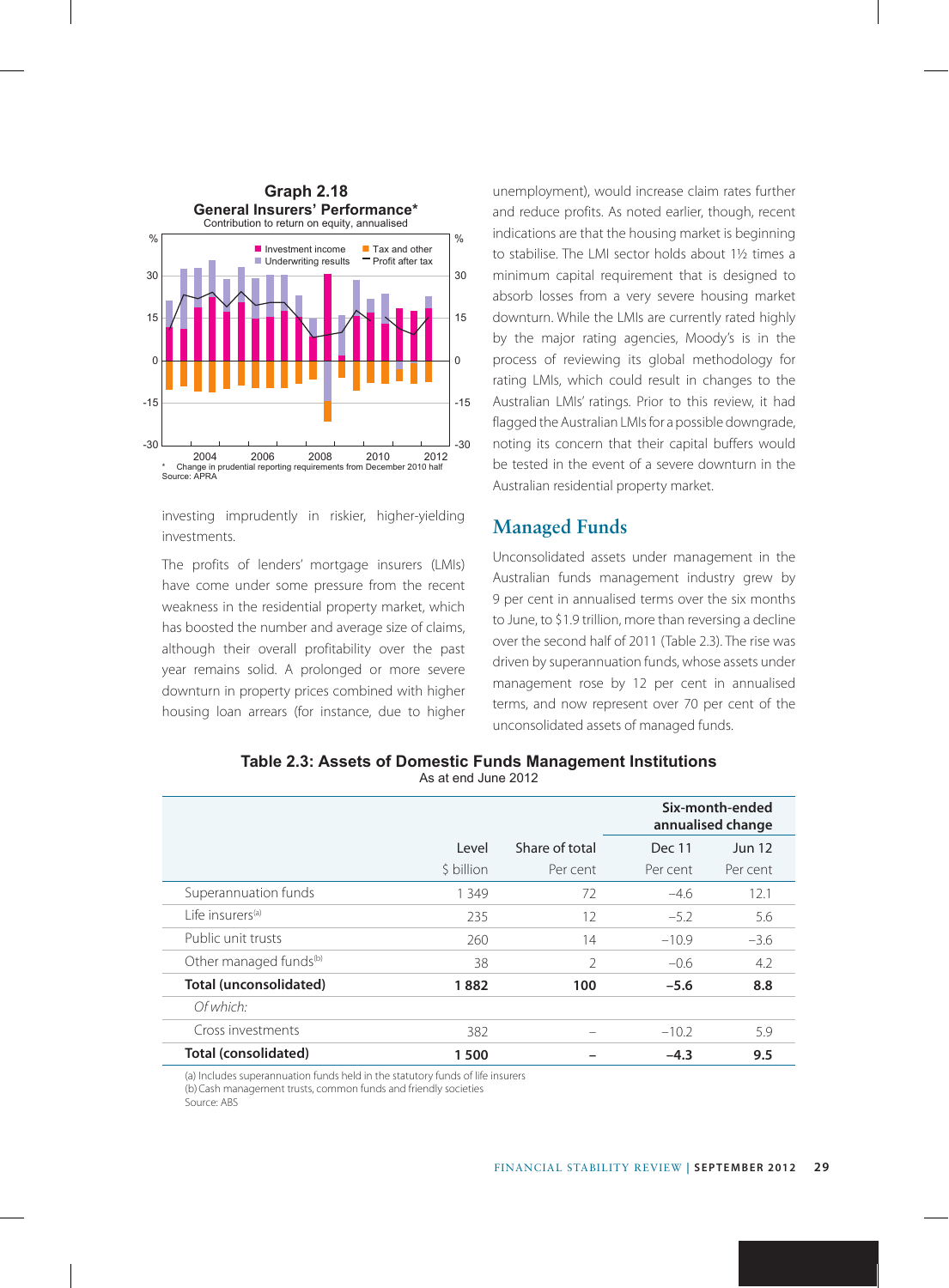**Graph 2.18**
**General Insurers' Performance***
Contribution to return on equity, annualised

\* Change in prudential reporting requirements from December 2010 half
Source: APRA

investing imprudently in riskier, higher-yielding investments.

The profits of lenders' mortgage insurers (LMIs) have come under some pressure from the recent weakness in the residential property market, which has boosted the number and average size of claims, although their overall profitability over the past year remains solid. A prolonged or more severe downturn in property prices combined with higher housing loan arrears (for instance, due to higher unemployment), would increase claim rates further and reduce profits. As noted earlier, though, recent indications are that the housing market is beginning to stabilise. The LMI sector holds about 1½ times a minimum capital requirement that is designed to absorb losses from a very severe housing market downturn. While the LMIs are currently rated highly by the major rating agencies, Moody's is in the process of reviewing its global methodology for rating LMIs, which could result in changes to the Australian LMIs' ratings. Prior to this review, it had flagged the Australian LMIs for a possible downgrade, noting its concern that their capital buffers would be tested in the event of a severe downturn in the Australian residential property market.

## Managed Funds

Unconsolidated assets under management in the Australian funds management industry grew by 9 per cent in annualised terms over the six months to June, to $1.9 trillion, more than reversing a decline over the second half of 2011 (Table 2.3). The rise was driven by superannuation funds, whose assets under management rose by 12 per cent in annualised terms, and now represent over 70 per cent of the unconsolidated assets of managed funds.

**Table 2.3: Assets of Domestic Funds Management Institutions**
As at end June 2012

| | Level | Share of total | Six-month-ended annualised change | |
|---|---|---|---|---|
| | | | Dec 11 | Jun 12 |
| | $ billion | Per cent | Per cent | Per cent |
| Superannuation funds | 1 349 | 72 | –4.6 | 12.1 |
| Life insurers[(a)] | 235 | 12 | –5.2 | 5.6 |
| Public unit trusts | 260 | 14 | –10.9 | –3.6 |
| Other managed funds[(b)] | 38 | 2 | –0.6 | 4.2 |
| **Total (unconsolidated)** | **1 882** | **100** | **–5.6** | **8.8** |
| *Of which:* | | | | |
| Cross investments | 382 | – | –10.2 | 5.9 |
| **Total (consolidated)** | **1 500** | **–** | **–4.3** | **9.5** |

(a) Includes superannuation funds held in the statutory funds of life insurers
(b) Cash management trusts, common funds and friendly societies
Source: ABS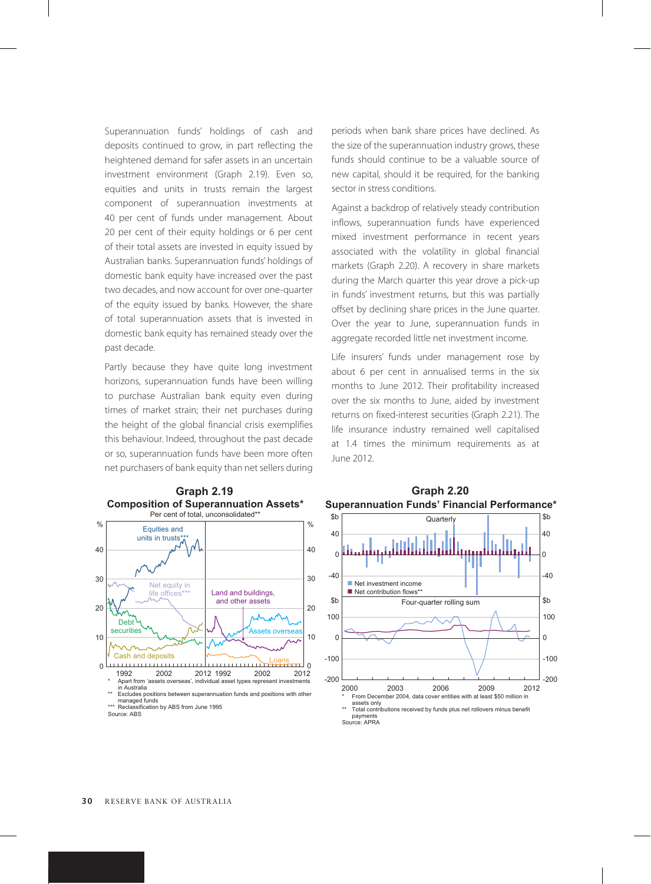Superannuation funds' holdings of cash and deposits continued to grow, in part reflecting the heightened demand for safer assets in an uncertain investment environment (Graph 2.19). Even so, equities and units in trusts remain the largest component of superannuation investments at 40 per cent of funds under management. About 20 per cent of their equity holdings or 6 per cent of their total assets are invested in equity issued by Australian banks. Superannuation funds' holdings of domestic bank equity have increased over the past two decades, and now account for over one-quarter of the equity issued by banks. However, the share of total superannuation assets that is invested in domestic bank equity has remained steady over the past decade.

Partly because they have quite long investment horizons, superannuation funds have been willing to purchase Australian bank equity even during times of market strain; their net purchases during the height of the global financial crisis exemplifies this behaviour. Indeed, throughout the past decade or so, superannuation funds have been more often net purchasers of bank equity than net sellers during periods when bank share prices have declined. As the size of the superannuation industry grows, these funds should continue to be a valuable source of new capital, should it be required, for the banking sector in stress conditions.

Against a backdrop of relatively steady contribution inflows, superannuation funds have experienced mixed investment performance in recent years associated with the volatility in global financial markets (Graph 2.20). A recovery in share markets during the March quarter this year drove a pick-up in funds' investment returns, but this was partially offset by declining share prices in the June quarter. Over the year to June, superannuation funds in aggregate recorded little net investment income.

Life insurers' funds under management rose by about 6 per cent in annualised terms in the six months to June 2012. Their profitability increased over the six months to June, aided by investment returns on fixed-interest securities (Graph 2.21). The life insurance industry remained well capitalised at 1.4 times the minimum requirements as at June 2012.

**Graph 2.19**
**Composition of Superannuation Assets***
Per cent of total, unconsolidated**

\* Apart from 'assets overseas', individual asset types represent investments in Australia
\*\* Excludes positions between superannuation funds and positions with other managed funds
\*\*\* Reclassification by ABS from June 1995
Source: ABS

**Graph 2.20**
**Superannuation Funds' Financial Performance***

\* From December 2004, data cover entities with at least $50 million in assets only
\*\* Total contributions received by funds plus net rollovers minus benefit payments
Source: APRA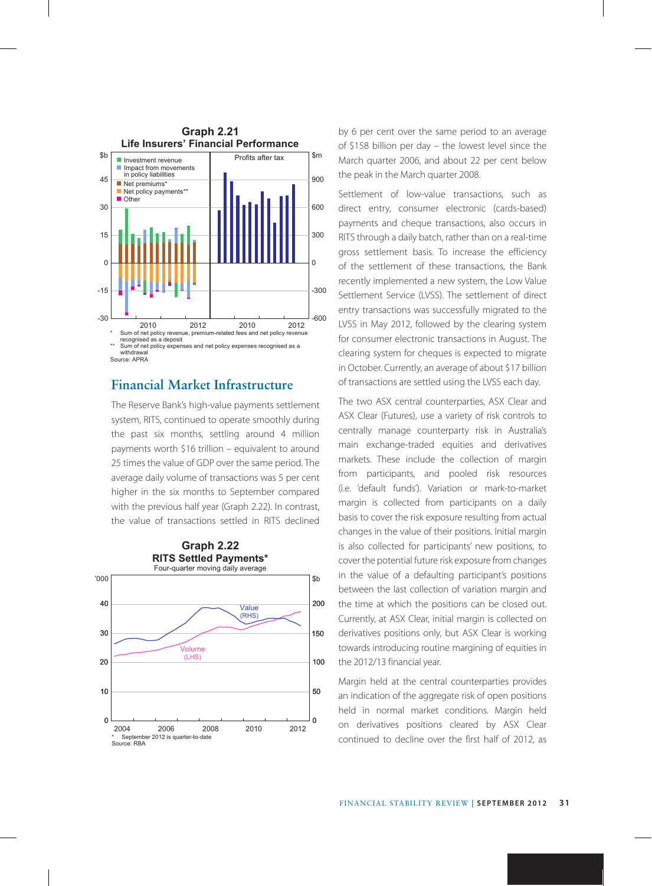**Graph 2.21**
**Life Insurers' Financial Performance**

\* Sum of net policy revenue, premium-related fees and net policy revenue recognised as a deposit
\*\* Sum of net policy expenses and net policy expenses recognised as a withdrawal
Source: APRA

## Financial Market Infrastructure

The Reserve Bank's high-value payments settlement system, RITS, continued to operate smoothly during the past six months, settling around 4 million payments worth \$16 trillion – equivalent to around 25 times the value of GDP over the same period. The average daily volume of transactions was 5 per cent higher in the six months to September compared with the previous half year (Graph 2.22). In contrast, the value of transactions settled in RITS declined by 6 per cent over the same period to an average of \$158 billion per day – the lowest level since the March quarter 2006, and about 22 per cent below the peak in the March quarter 2008.

**Graph 2.22**
**RITS Settled Payments\***
Four-quarter moving daily average

\* September 2012 is quarter-to-date
Source: RBA

Settlement of low-value transactions, such as direct entry, consumer electronic (cards-based) payments and cheque transactions, also occurs in RITS through a daily batch, rather than on a real-time gross settlement basis. To increase the efficiency of the settlement of these transactions, the Bank recently implemented a new system, the Low Value Settlement Service (LVSS). The settlement of direct entry transactions was successfully migrated to the LVSS in May 2012, followed by the clearing system for consumer electronic transactions in August. The clearing system for cheques is expected to migrate in October. Currently, an average of about \$17 billion of transactions are settled using the LVSS each day.

The two ASX central counterparties, ASX Clear and ASX Clear (Futures), use a variety of risk controls to centrally manage counterparty risk in Australia's main exchange-traded equities and derivatives markets. These include the collection of margin from participants, and pooled risk resources (i.e. 'default funds'). Variation or mark-to-market margin is collected from participants on a daily basis to cover the risk exposure resulting from actual changes in the value of their positions. Initial margin is also collected for participants' new positions, to cover the potential future risk exposure from changes in the value of a defaulting participant's positions between the last collection of variation margin and the time at which the positions can be closed out. Currently, at ASX Clear, initial margin is collected on derivatives positions only, but ASX Clear is working towards introducing routine margining of equities in the 2012/13 financial year.

Margin held at the central counterparties provides an indication of the aggregate risk of open positions held in normal market conditions. Margin held on derivatives positions cleared by ASX Clear continued to decline over the first half of 2012, as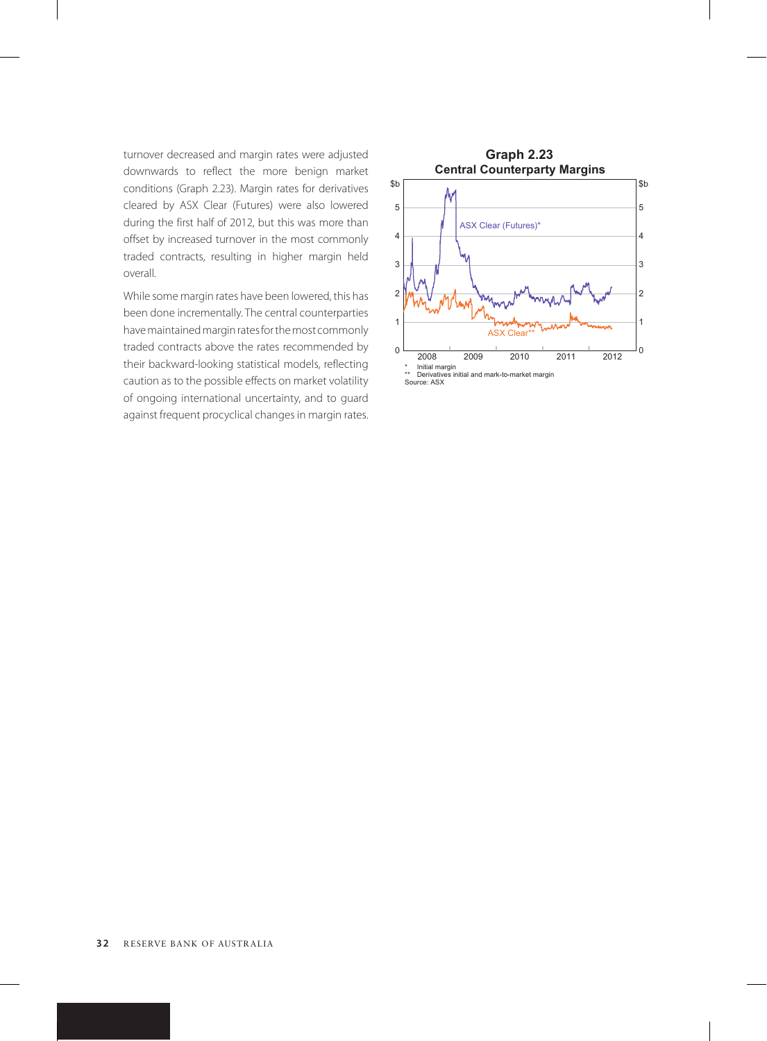turnover decreased and margin rates were adjusted downwards to reflect the more benign market conditions (Graph 2.23). Margin rates for derivatives cleared by ASX Clear (Futures) were also lowered during the first half of 2012, but this was more than offset by increased turnover in the most commonly traded contracts, resulting in higher margin held overall.

While some margin rates have been lowered, this has been done incrementally. The central counterparties have maintained margin rates for the most commonly traded contracts above the rates recommended by their backward-looking statistical models, reflecting caution as to the possible effects on market volatility of ongoing international uncertainty, and to guard against frequent procyclical changes in margin rates.

**Graph 2.23**
**Central Counterparty Margins**

$b
0
1
2
3
4
5
2008
2009
2010
2011
2012
ASX Clear (Futures)*
ASX Clear**

\* Initial margin
\*\* Derivatives initial and mark-to-market margin
Source: ASX